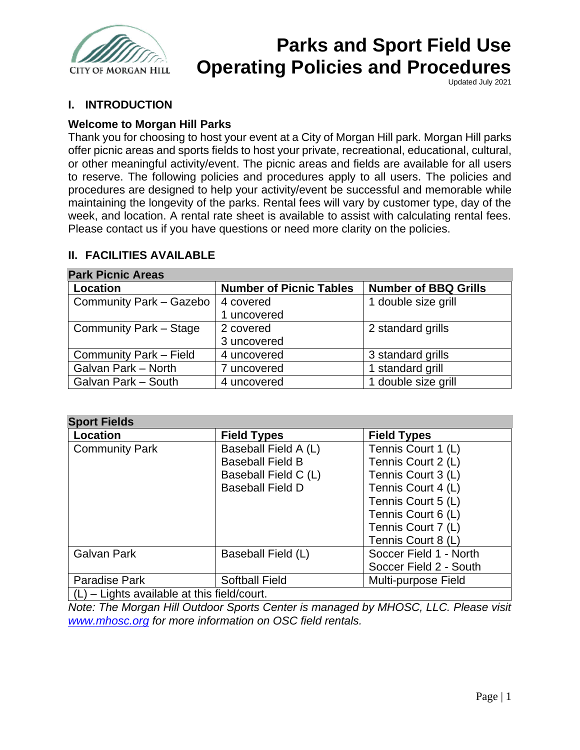# Parks and Sport Field Use Operating Policies and Procedures

Updated July 2021

## I. INTRODUCTION

### Welcome to Morgan Hill Parks

Thank you for choosing to host your event at a City of Morgan Hill park. Morgan Hill parks offer picnic areas and sports fields to host your private, recreational, educational, cultural, or other meaningful activity/event. The picnic areas and fields are available for all users to reserve. The following policies and procedures apply to all users. The policies and procedures are designed to help your activity/event be successful and memorable while maintaining the longevity of the parks. Rental fees will vary by customer type, day of the week, and location. A rental rate sheet is available to assist with calculating rental fees. Please contact us if you have questions or need more clarity on the policies.

## II. FACILITIES AVAILABLE

**Park Picnic Areas**

| Location | Number of Picnic Tables | Number of BBQ Grills |
|---|---|---|
| Community Park – Gazebo | 4 covered<br>1 uncovered | 1 double size grill |
| Community Park – Stage | 2 covered<br>3 uncovered | 2 standard grills |
| Community Park – Field | 4 uncovered | 3 standard grills |
| Galvan Park – North | 7 uncovered | 1 standard grill |
| Galvan Park – South | 4 uncovered | 1 double size grill |

**Sport Fields**

| Location | Field Types | Field Types |
|---|---|---|
| Community Park | Baseball Field A (L)<br>Baseball Field B<br>Baseball Field C (L)<br>Baseball Field D | Tennis Court 1 (L)<br>Tennis Court 2 (L)<br>Tennis Court 3 (L)<br>Tennis Court 4 (L)<br>Tennis Court 5 (L)<br>Tennis Court 6 (L)<br>Tennis Court 7 (L)<br>Tennis Court 8 (L) |
| Galvan Park | Baseball Field (L) | Soccer Field 1 - North<br>Soccer Field 2 - South |
| Paradise Park | Softball Field | Multi-purpose Field |
| (L) – Lights available at this field/court. | | |

*Note: The Morgan Hill Outdoor Sports Center is managed by MHOSC, LLC. Please visit [www.mhosc.org](http://www.mhosc.org) for more information on OSC field rentals.*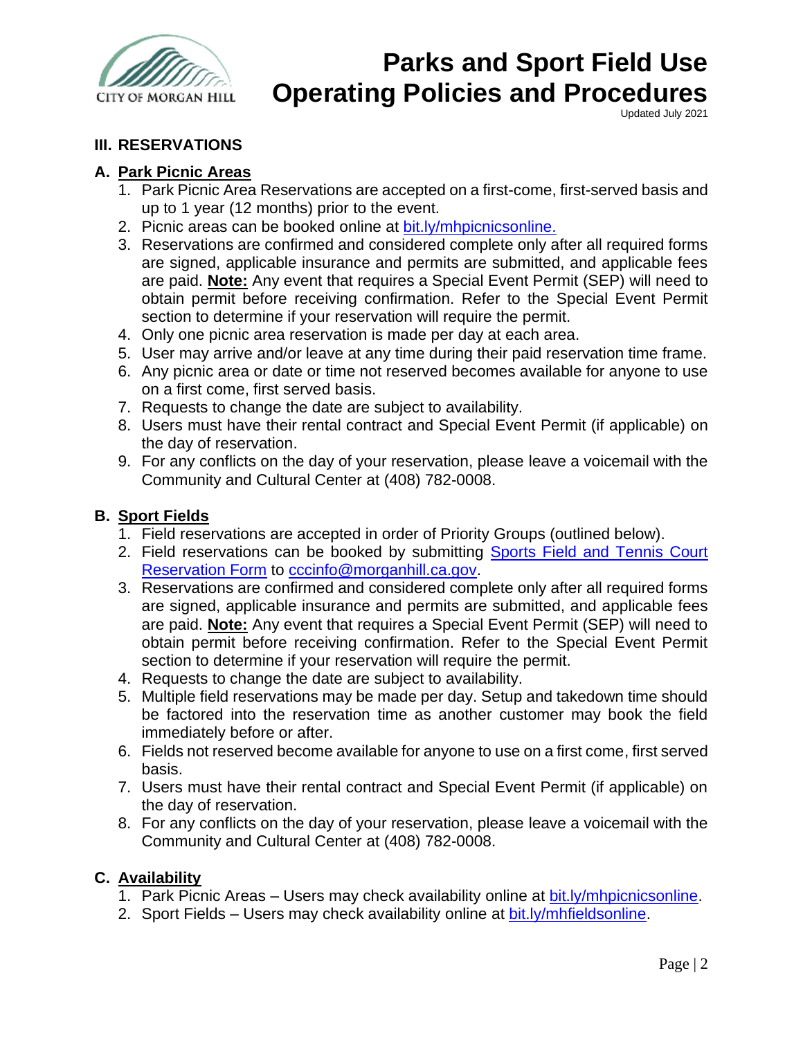## III. RESERVATIONS

### A. Park Picnic Areas

1. Park Picnic Area Reservations are accepted on a first-come, first-served basis and up to 1 year (12 months) prior to the event.
2. Picnic areas can be booked online at [bit.ly/mhpicnicsonline.](bit.ly/mhpicnicsonline)
3. Reservations are confirmed and considered complete only after all required forms are signed, applicable insurance and permits are submitted, and applicable fees are paid. **Note:** Any event that requires a Special Event Permit (SEP) will need to obtain permit before receiving confirmation. Refer to the Special Event Permit section to determine if your reservation will require the permit.
4. Only one picnic area reservation is made per day at each area.
5. User may arrive and/or leave at any time during their paid reservation time frame.
6. Any picnic area or date or time not reserved becomes available for anyone to use on a first come, first served basis.
7. Requests to change the date are subject to availability.
8. Users must have their rental contract and Special Event Permit (if applicable) on the day of reservation.
9. For any conflicts on the day of your reservation, please leave a voicemail with the Community and Cultural Center at (408) 782-0008.

### B. Sport Fields

1. Field reservations are accepted in order of Priority Groups (outlined below).
2. Field reservations can be booked by submitting Sports Field and Tennis Court Reservation Form to cccinfo@morganhill.ca.gov.
3. Reservations are confirmed and considered complete only after all required forms are signed, applicable insurance and permits are submitted, and applicable fees are paid. **Note:** Any event that requires a Special Event Permit (SEP) will need to obtain permit before receiving confirmation. Refer to the Special Event Permit section to determine if your reservation will require the permit.
4. Requests to change the date are subject to availability.
5. Multiple field reservations may be made per day. Setup and takedown time should be factored into the reservation time as another customer may book the field immediately before or after.
6. Fields not reserved become available for anyone to use on a first come, first served basis.
7. Users must have their rental contract and Special Event Permit (if applicable) on the day of reservation.
8. For any conflicts on the day of your reservation, please leave a voicemail with the Community and Cultural Center at (408) 782-0008.

### C. Availability

1. Park Picnic Areas – Users may check availability online at bit.ly/mhpicnicsonline.
2. Sport Fields – Users may check availability online at bit.ly/mhfieldsonline.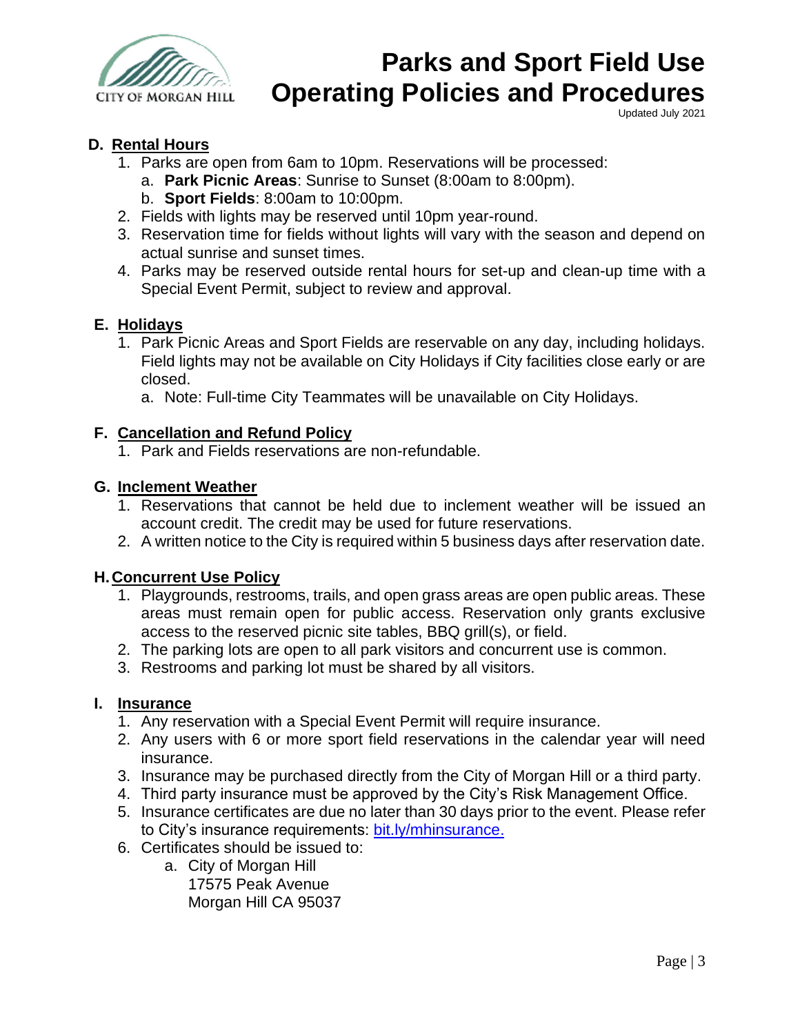## D. Rental Hours

1. Parks are open from 6am to 10pm. Reservations will be processed:
   a. **Park Picnic Areas**: Sunrise to Sunset (8:00am to 8:00pm).
   b. **Sport Fields**: 8:00am to 10:00pm.
2. Fields with lights may be reserved until 10pm year-round.
3. Reservation time for fields without lights will vary with the season and depend on actual sunrise and sunset times.
4. Parks may be reserved outside rental hours for set-up and clean-up time with a Special Event Permit, subject to review and approval.

## E. Holidays

1. Park Picnic Areas and Sport Fields are reservable on any day, including holidays. Field lights may not be available on City Holidays if City facilities close early or are closed.
   a. Note: Full-time City Teammates will be unavailable on City Holidays.

## F. Cancellation and Refund Policy

1. Park and Fields reservations are non-refundable.

## G. Inclement Weather

1. Reservations that cannot be held due to inclement weather will be issued an account credit. The credit may be used for future reservations.
2. A written notice to the City is required within 5 business days after reservation date.

## H. Concurrent Use Policy

1. Playgrounds, restrooms, trails, and open grass areas are open public areas. These areas must remain open for public access. Reservation only grants exclusive access to the reserved picnic site tables, BBQ grill(s), or field.
2. The parking lots are open to all park visitors and concurrent use is common.
3. Restrooms and parking lot must be shared by all visitors.

## I. Insurance

1. Any reservation with a Special Event Permit will require insurance.
2. Any users with 6 or more sport field reservations in the calendar year will need insurance.
3. Insurance may be purchased directly from the City of Morgan Hill or a third party.
4. Third party insurance must be approved by the City's Risk Management Office.
5. Insurance certificates are due no later than 30 days prior to the event. Please refer to City's insurance requirements: [bit.ly/mhinsurance.](https://bit.ly/mhinsurance)
6. Certificates should be issued to:
   a. City of Morgan Hill
      17575 Peak Avenue
      Morgan Hill CA 95037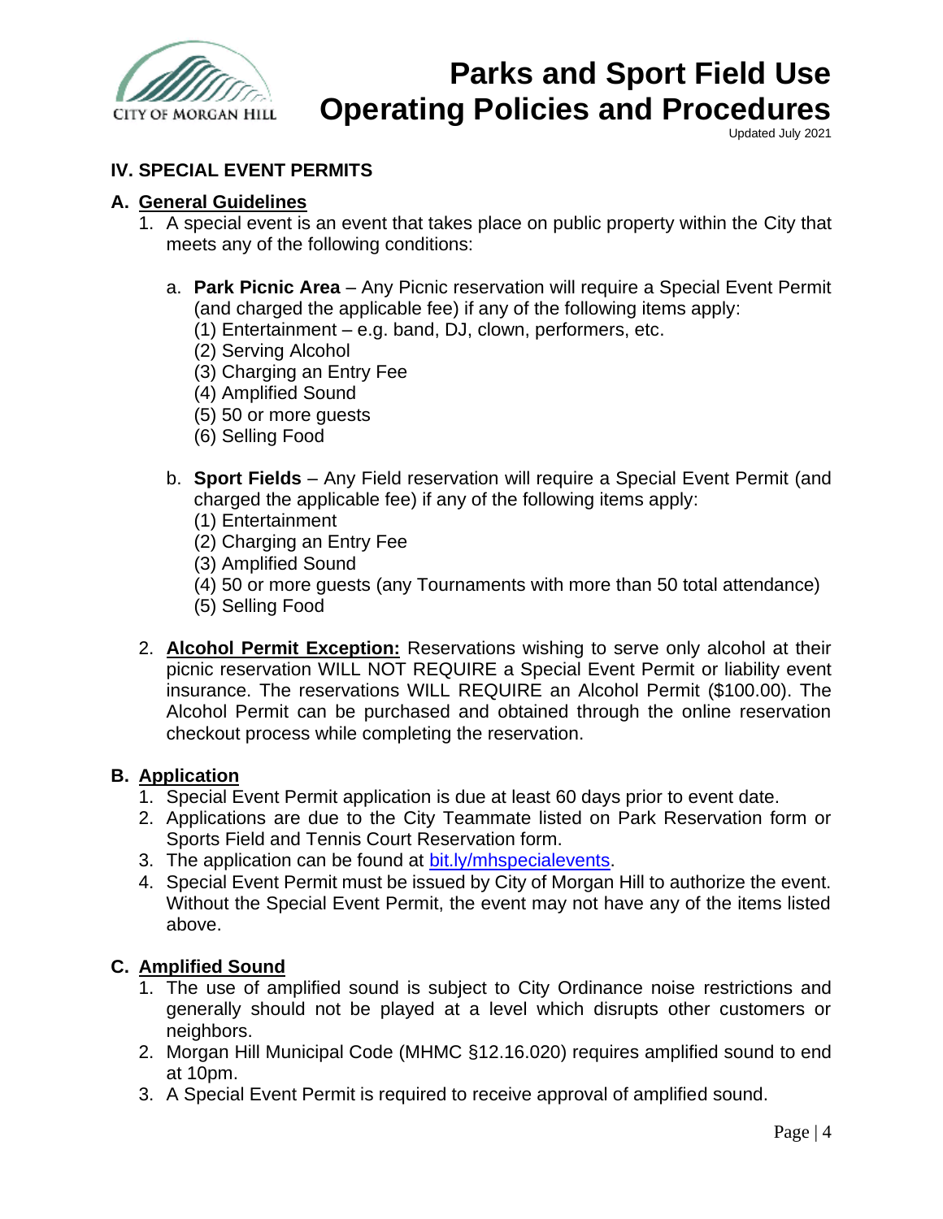## IV. SPECIAL EVENT PERMITS

### A. General Guidelines

1. A special event is an event that takes place on public property within the City that meets any of the following conditions:

   a. **Park Picnic Area** – Any Picnic reservation will require a Special Event Permit (and charged the applicable fee) if any of the following items apply:
      (1) Entertainment – e.g. band, DJ, clown, performers, etc.
      (2) Serving Alcohol
      (3) Charging an Entry Fee
      (4) Amplified Sound
      (5) 50 or more guests
      (6) Selling Food

   b. **Sport Fields** – Any Field reservation will require a Special Event Permit (and charged the applicable fee) if any of the following items apply:
      (1) Entertainment
      (2) Charging an Entry Fee
      (3) Amplified Sound
      (4) 50 or more guests (any Tournaments with more than 50 total attendance)
      (5) Selling Food

2. **Alcohol Permit Exception:** Reservations wishing to serve only alcohol at their picnic reservation WILL NOT REQUIRE a Special Event Permit or liability event insurance. The reservations WILL REQUIRE an Alcohol Permit ($100.00). The Alcohol Permit can be purchased and obtained through the online reservation checkout process while completing the reservation.

### B. Application

1. Special Event Permit application is due at least 60 days prior to event date.
2. Applications are due to the City Teammate listed on Park Reservation form or Sports Field and Tennis Court Reservation form.
3. The application can be found at [bit.ly/mhspecialevents](http://bit.ly/mhspecialevents).
4. Special Event Permit must be issued by City of Morgan Hill to authorize the event. Without the Special Event Permit, the event may not have any of the items listed above.

### C. Amplified Sound

1. The use of amplified sound is subject to City Ordinance noise restrictions and generally should not be played at a level which disrupts other customers or neighbors.
2. Morgan Hill Municipal Code (MHMC §12.16.020) requires amplified sound to end at 10pm.
3. A Special Event Permit is required to receive approval of amplified sound.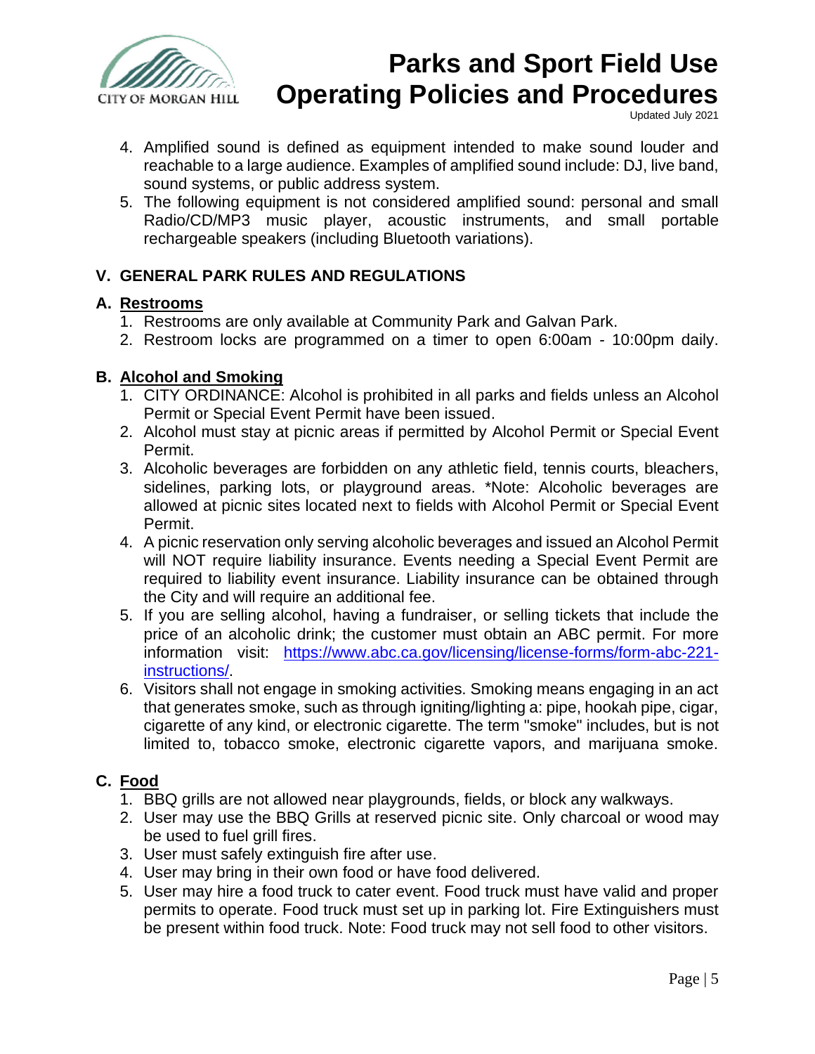4. Amplified sound is defined as equipment intended to make sound louder and reachable to a large audience. Examples of amplified sound include: DJ, live band, sound systems, or public address system.
5. The following equipment is not considered amplified sound: personal and small Radio/CD/MP3 music player, acoustic instruments, and small portable rechargeable speakers (including Bluetooth variations).

## V. GENERAL PARK RULES AND REGULATIONS

### A. Restrooms

1. Restrooms are only available at Community Park and Galvan Park.
2. Restroom locks are programmed on a timer to open 6:00am - 10:00pm daily.

### B. Alcohol and Smoking

1. CITY ORDINANCE: Alcohol is prohibited in all parks and fields unless an Alcohol Permit or Special Event Permit have been issued.
2. Alcohol must stay at picnic areas if permitted by Alcohol Permit or Special Event Permit.
3. Alcoholic beverages are forbidden on any athletic field, tennis courts, bleachers, sidelines, parking lots, or playground areas. *Note: Alcoholic beverages are allowed at picnic sites located next to fields with Alcohol Permit or Special Event Permit.
4. A picnic reservation only serving alcoholic beverages and issued an Alcohol Permit will NOT require liability insurance. Events needing a Special Event Permit are required to liability event insurance. Liability insurance can be obtained through the City and will require an additional fee.
5. If you are selling alcohol, having a fundraiser, or selling tickets that include the price of an alcoholic drink; the customer must obtain an ABC permit. For more information visit: [https://www.abc.ca.gov/licensing/license-forms/form-abc-221-instructions/](https://www.abc.ca.gov/licensing/license-forms/form-abc-221-instructions/).
6. Visitors shall not engage in smoking activities. Smoking means engaging in an act that generates smoke, such as through igniting/lighting a: pipe, hookah pipe, cigar, cigarette of any kind, or electronic cigarette. The term "smoke" includes, but is not limited to, tobacco smoke, electronic cigarette vapors, and marijuana smoke.

### C. Food

1. BBQ grills are not allowed near playgrounds, fields, or block any walkways.
2. User may use the BBQ Grills at reserved picnic site. Only charcoal or wood may be used to fuel grill fires.
3. User must safely extinguish fire after use.
4. User may bring in their own food or have food delivered.
5. User may hire a food truck to cater event. Food truck must have valid and proper permits to operate. Food truck must set up in parking lot. Fire Extinguishers must be present within food truck. Note: Food truck may not sell food to other visitors.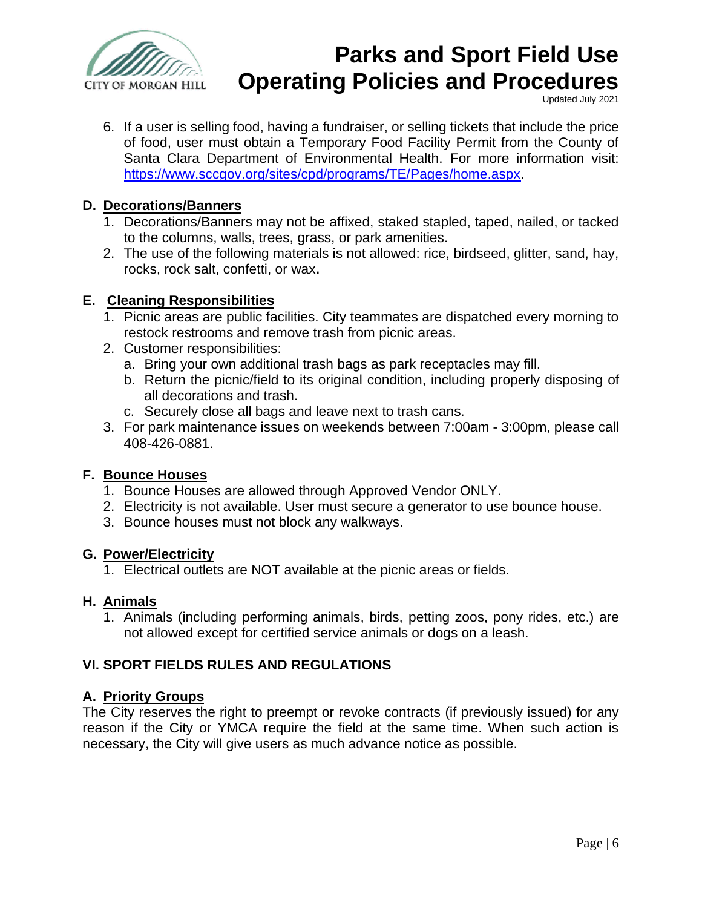6. If a user is selling food, having a fundraiser, or selling tickets that include the price of food, user must obtain a Temporary Food Facility Permit from the County of Santa Clara Department of Environmental Health. For more information visit: https://www.sccgov.org/sites/cpd/programs/TE/Pages/home.aspx.

### D. Decorations/Banners

1. Decorations/Banners may not be affixed, staked stapled, taped, nailed, or tacked to the columns, walls, trees, grass, or park amenities.
2. The use of the following materials is not allowed: rice, birdseed, glitter, sand, hay, rocks, rock salt, confetti, or wax**.**

### E. Cleaning Responsibilities

1. Picnic areas are public facilities. City teammates are dispatched every morning to restock restrooms and remove trash from picnic areas.
2. Customer responsibilities:
   a. Bring your own additional trash bags as park receptacles may fill.
   b. Return the picnic/field to its original condition, including properly disposing of all decorations and trash.
   c. Securely close all bags and leave next to trash cans.
3. For park maintenance issues on weekends between 7:00am - 3:00pm, please call 408-426-0881.

### F. Bounce Houses

1. Bounce Houses are allowed through Approved Vendor ONLY.
2. Electricity is not available. User must secure a generator to use bounce house.
3. Bounce houses must not block any walkways.

### G. Power/Electricity

1. Electrical outlets are NOT available at the picnic areas or fields.

### H. Animals

1. Animals (including performing animals, birds, petting zoos, pony rides, etc.) are not allowed except for certified service animals or dogs on a leash.

## VI. SPORT FIELDS RULES AND REGULATIONS

### A. Priority Groups

The City reserves the right to preempt or revoke contracts (if previously issued) for any reason if the City or YMCA require the field at the same time. When such action is necessary, the City will give users as much advance notice as possible.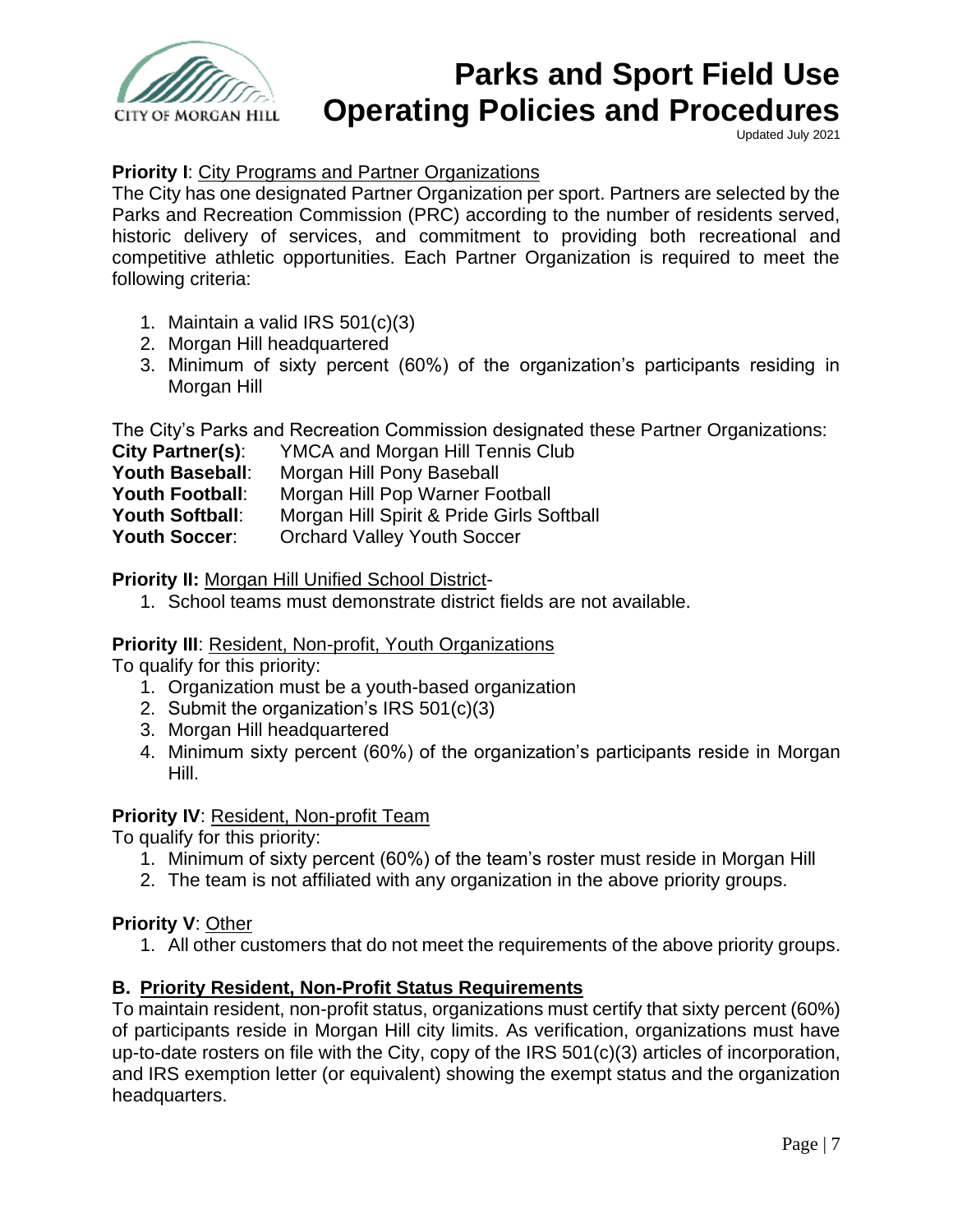**Priority I**: City Programs and Partner Organizations

The City has one designated Partner Organization per sport. Partners are selected by the Parks and Recreation Commission (PRC) according to the number of residents served, historic delivery of services, and commitment to providing both recreational and competitive athletic opportunities. Each Partner Organization is required to meet the following criteria:

1. Maintain a valid IRS 501(c)(3)
2. Morgan Hill headquartered
3. Minimum of sixty percent (60%) of the organization's participants residing in Morgan Hill

The City's Parks and Recreation Commission designated these Partner Organizations:

**City Partner(s)**: YMCA and Morgan Hill Tennis Club
**Youth Baseball**: Morgan Hill Pony Baseball
**Youth Football**: Morgan Hill Pop Warner Football
**Youth Softball**: Morgan Hill Spirit & Pride Girls Softball
**Youth Soccer**: Orchard Valley Youth Soccer

**Priority II:** Morgan Hill Unified School District-

1. School teams must demonstrate district fields are not available.

**Priority III**: Resident, Non-profit, Youth Organizations

To qualify for this priority:

1. Organization must be a youth-based organization
2. Submit the organization's IRS 501(c)(3)
3. Morgan Hill headquartered
4. Minimum sixty percent (60%) of the organization's participants reside in Morgan Hill.

**Priority IV**: Resident, Non-profit Team

To qualify for this priority:

1. Minimum of sixty percent (60%) of the team's roster must reside in Morgan Hill
2. The team is not affiliated with any organization in the above priority groups.

**Priority V**: Other

1. All other customers that do not meet the requirements of the above priority groups.

### B. Priority Resident, Non-Profit Status Requirements

To maintain resident, non-profit status, organizations must certify that sixty percent (60%) of participants reside in Morgan Hill city limits. As verification, organizations must have up-to-date rosters on file with the City, copy of the IRS 501(c)(3) articles of incorporation, and IRS exemption letter (or equivalent) showing the exempt status and the organization headquarters.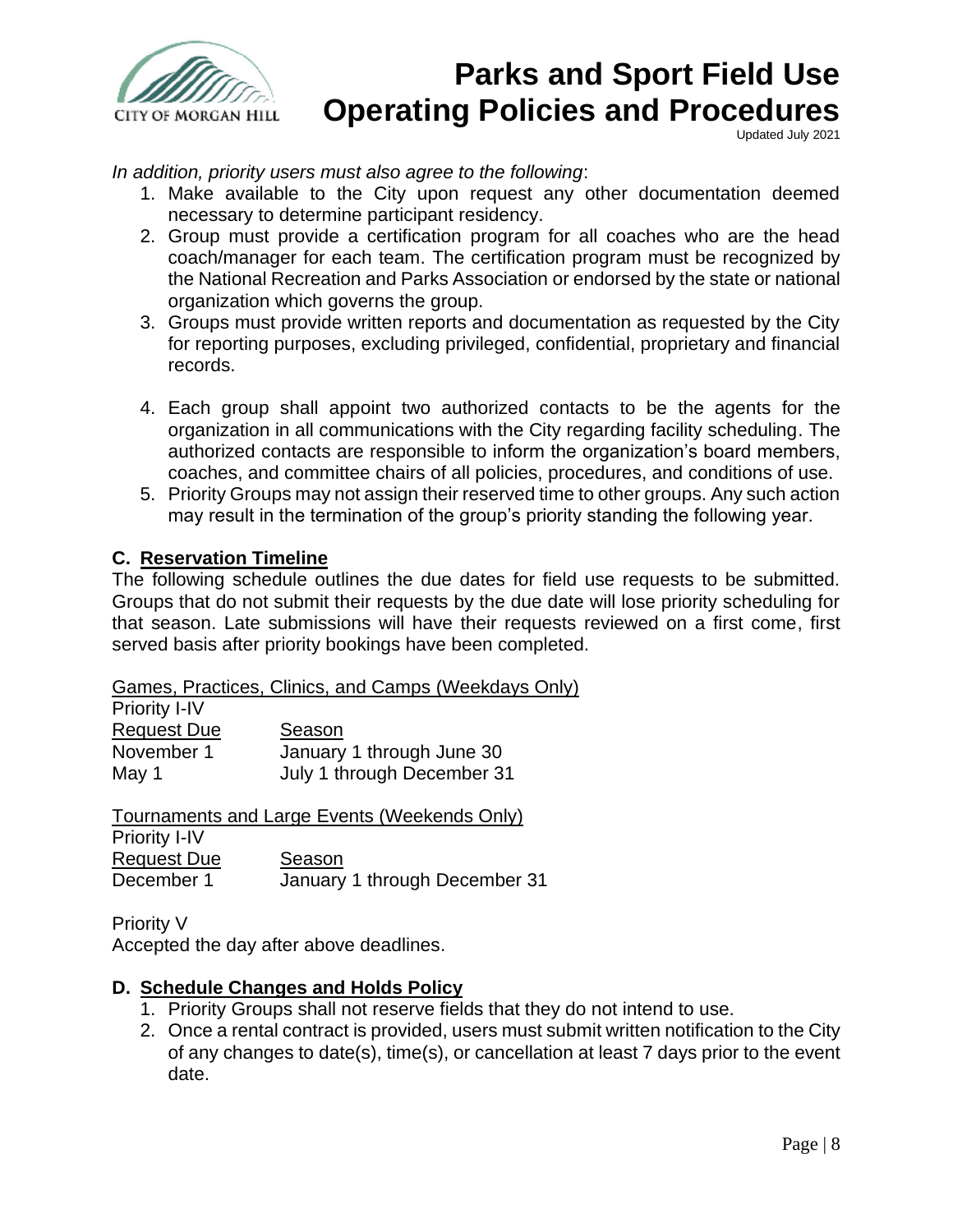*In addition, priority users must also agree to the following*:

1. Make available to the City upon request any other documentation deemed necessary to determine participant residency.
2. Group must provide a certification program for all coaches who are the head coach/manager for each team. The certification program must be recognized by the National Recreation and Parks Association or endorsed by the state or national organization which governs the group.
3. Groups must provide written reports and documentation as requested by the City for reporting purposes, excluding privileged, confidential, proprietary and financial records.
4. Each group shall appoint two authorized contacts to be the agents for the organization in all communications with the City regarding facility scheduling. The authorized contacts are responsible to inform the organization's board members, coaches, and committee chairs of all policies, procedures, and conditions of use.
5. Priority Groups may not assign their reserved time to other groups. Any such action may result in the termination of the group's priority standing the following year.

### C. Reservation Timeline

The following schedule outlines the due dates for field use requests to be submitted. Groups that do not submit their requests by the due date will lose priority scheduling for that season. Late submissions will have their requests reviewed on a first come, first served basis after priority bookings have been completed.

Games, Practices, Clinics, and Camps (Weekdays Only)

Priority I-IV

| Request Due | Season |
| --- | --- |
| November 1 | January 1 through June 30 |
| May 1 | July 1 through December 31 |

Tournaments and Large Events (Weekends Only)

Priority I-IV

| Request Due | Season |
| --- | --- |
| December 1 | January 1 through December 31 |

Priority V

Accepted the day after above deadlines.

### D. Schedule Changes and Holds Policy

1. Priority Groups shall not reserve fields that they do not intend to use.
2. Once a rental contract is provided, users must submit written notification to the City of any changes to date(s), time(s), or cancellation at least 7 days prior to the event date.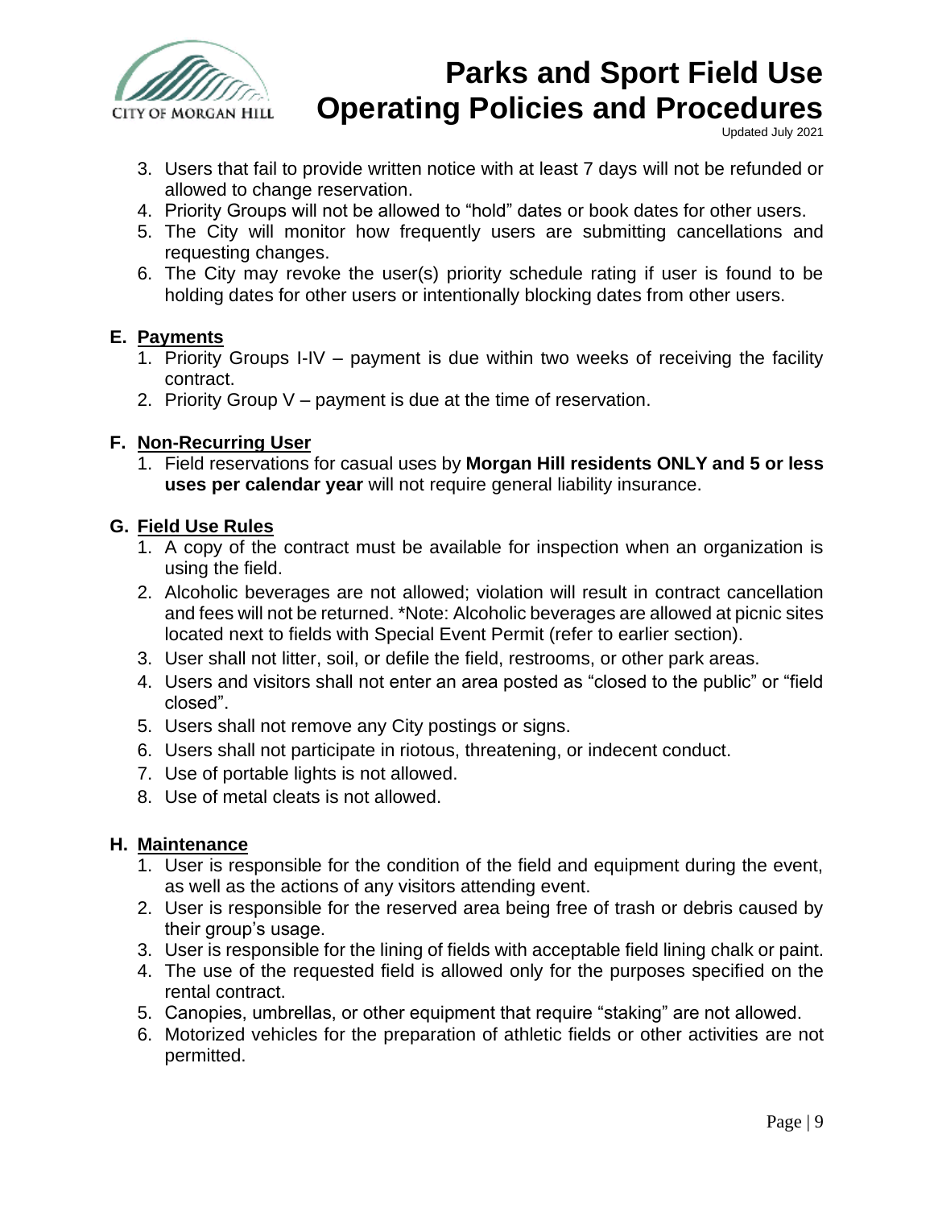3. Users that fail to provide written notice with at least 7 days will not be refunded or allowed to change reservation.
4. Priority Groups will not be allowed to "hold" dates or book dates for other users.
5. The City will monitor how frequently users are submitting cancellations and requesting changes.
6. The City may revoke the user(s) priority schedule rating if user is found to be holding dates for other users or intentionally blocking dates from other users.

### E. Payments

1. Priority Groups I-IV – payment is due within two weeks of receiving the facility contract.
2. Priority Group V – payment is due at the time of reservation.

### F. Non-Recurring User

1. Field reservations for casual uses by **Morgan Hill residents ONLY and 5 or less uses per calendar year** will not require general liability insurance.

### G. Field Use Rules

1. A copy of the contract must be available for inspection when an organization is using the field.
2. Alcoholic beverages are not allowed; violation will result in contract cancellation and fees will not be returned. *Note: Alcoholic beverages are allowed at picnic sites located next to fields with Special Event Permit (refer to earlier section).
3. User shall not litter, soil, or defile the field, restrooms, or other park areas.
4. Users and visitors shall not enter an area posted as "closed to the public" or "field closed".
5. Users shall not remove any City postings or signs.
6. Users shall not participate in riotous, threatening, or indecent conduct.
7. Use of portable lights is not allowed.
8. Use of metal cleats is not allowed.

### H. Maintenance

1. User is responsible for the condition of the field and equipment during the event, as well as the actions of any visitors attending event.
2. User is responsible for the reserved area being free of trash or debris caused by their group's usage.
3. User is responsible for the lining of fields with acceptable field lining chalk or paint.
4. The use of the requested field is allowed only for the purposes specified on the rental contract.
5. Canopies, umbrellas, or other equipment that require "staking" are not allowed.
6. Motorized vehicles for the preparation of athletic fields or other activities are not permitted.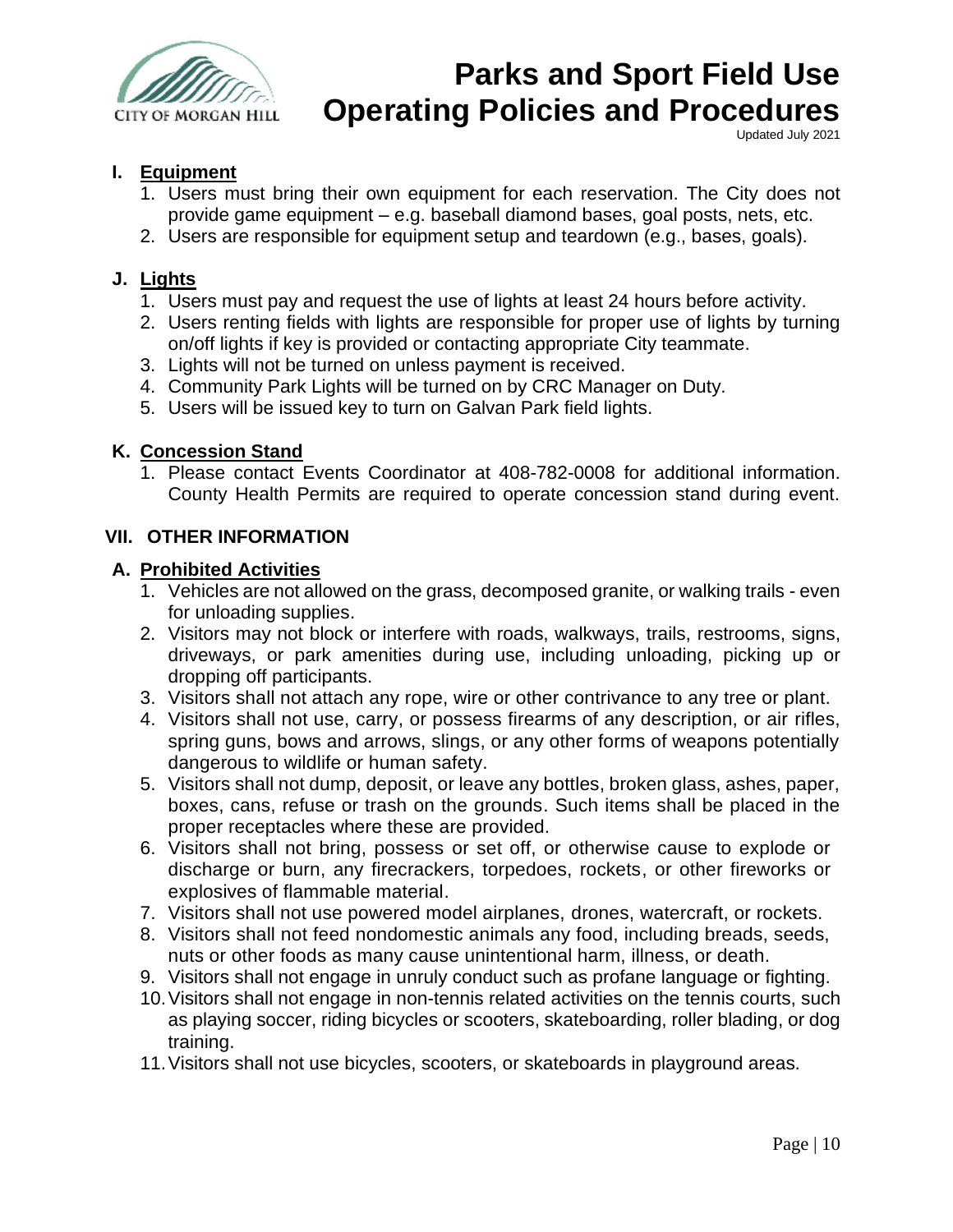### I. Equipment

1. Users must bring their own equipment for each reservation. The City does not provide game equipment – e.g. baseball diamond bases, goal posts, nets, etc.
2. Users are responsible for equipment setup and teardown (e.g., bases, goals).

### J. Lights

1. Users must pay and request the use of lights at least 24 hours before activity.
2. Users renting fields with lights are responsible for proper use of lights by turning on/off lights if key is provided or contacting appropriate City teammate.
3. Lights will not be turned on unless payment is received.
4. Community Park Lights will be turned on by CRC Manager on Duty.
5. Users will be issued key to turn on Galvan Park field lights.

### K. Concession Stand

1. Please contact Events Coordinator at 408-782-0008 for additional information. County Health Permits are required to operate concession stand during event.

## VII. OTHER INFORMATION

### A. Prohibited Activities

1. Vehicles are not allowed on the grass, decomposed granite, or walking trails - even for unloading supplies.
2. Visitors may not block or interfere with roads, walkways, trails, restrooms, signs, driveways, or park amenities during use, including unloading, picking up or dropping off participants.
3. Visitors shall not attach any rope, wire or other contrivance to any tree or plant.
4. Visitors shall not use, carry, or possess firearms of any description, or air rifles, spring guns, bows and arrows, slings, or any other forms of weapons potentially dangerous to wildlife or human safety.
5. Visitors shall not dump, deposit, or leave any bottles, broken glass, ashes, paper, boxes, cans, refuse or trash on the grounds. Such items shall be placed in the proper receptacles where these are provided.
6. Visitors shall not bring, possess or set off, or otherwise cause to explode or discharge or burn, any firecrackers, torpedoes, rockets, or other fireworks or explosives of flammable material.
7. Visitors shall not use powered model airplanes, drones, watercraft, or rockets.
8. Visitors shall not feed nondomestic animals any food, including breads, seeds, nuts or other foods as many cause unintentional harm, illness, or death.
9. Visitors shall not engage in unruly conduct such as profane language or fighting.
10. Visitors shall not engage in non-tennis related activities on the tennis courts, such as playing soccer, riding bicycles or scooters, skateboarding, roller blading, or dog training.
11. Visitors shall not use bicycles, scooters, or skateboards in playground areas.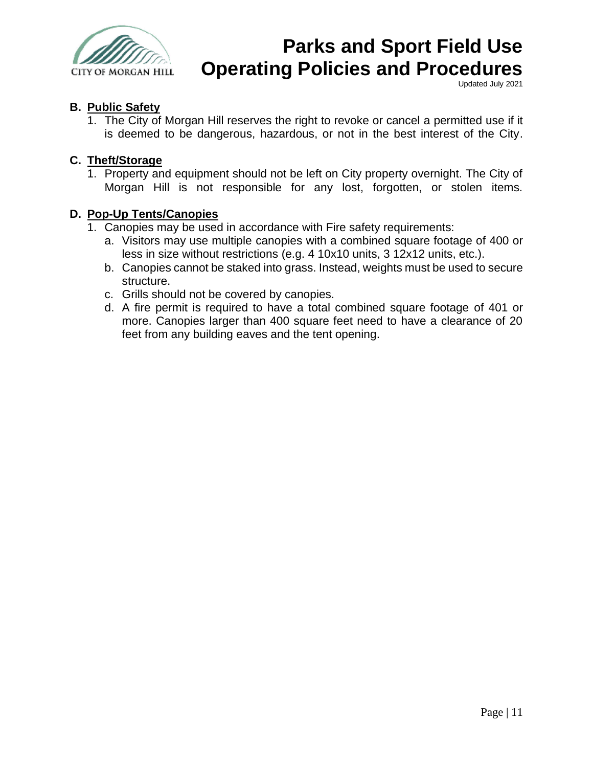**B. Public Safety**

1. The City of Morgan Hill reserves the right to revoke or cancel a permitted use if it is deemed to be dangerous, hazardous, or not in the best interest of the City.

**C. Theft/Storage**

1. Property and equipment should not be left on City property overnight. The City of Morgan Hill is not responsible for any lost, forgotten, or stolen items.

**D. Pop-Up Tents/Canopies**

1. Canopies may be used in accordance with Fire safety requirements:
   a. Visitors may use multiple canopies with a combined square footage of 400 or less in size without restrictions (e.g. 4 10x10 units, 3 12x12 units, etc.).
   b. Canopies cannot be staked into grass. Instead, weights must be used to secure structure.
   c. Grills should not be covered by canopies.
   d. A fire permit is required to have a total combined square footage of 401 or more. Canopies larger than 400 square feet need to have a clearance of 20 feet from any building eaves and the tent opening.